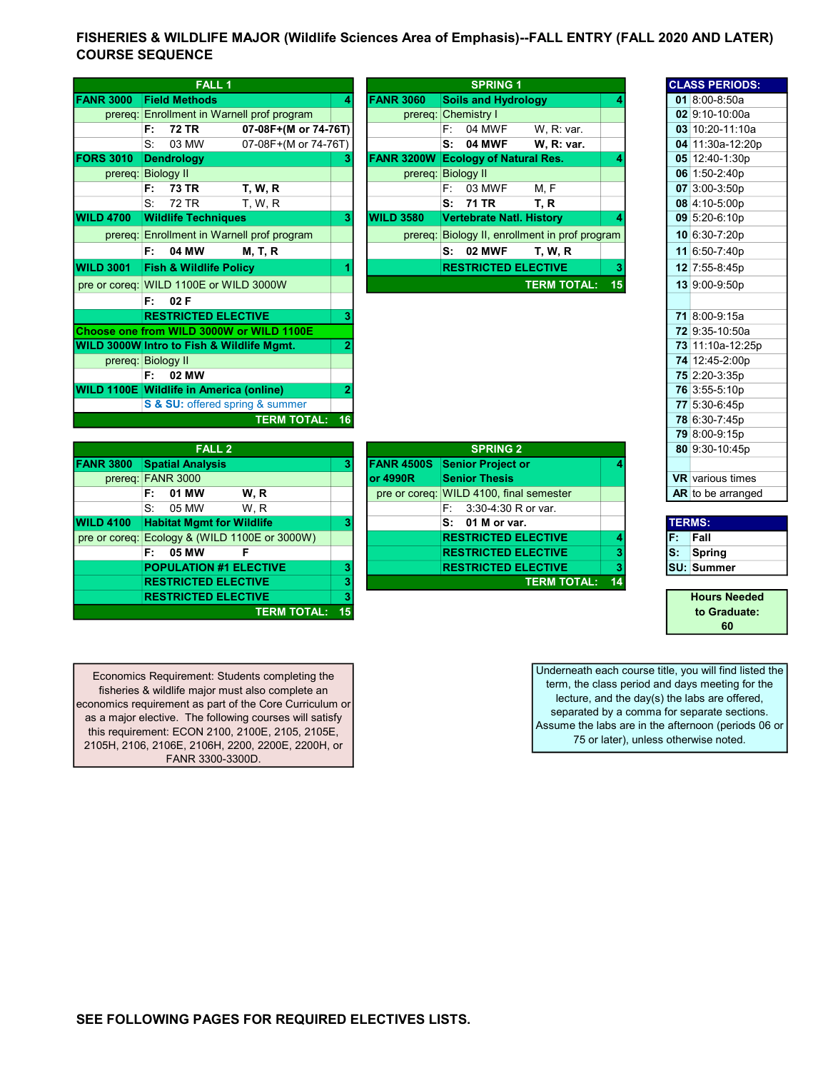# FISHERIES & WILDLIFE MAJOR (Wildlife Sciences Area of Emphasis)--FALL ENTRY (FALL 2020 AND LATER) COURSE SEQUENCE

| FALL 1 | | | |
|---|---|---|---|
| **FANR 3000** | **Field Methods** | | **4** |
| prereq: | Enrollment in Warnell prof program | | |
| | **F: 72 TR** | **07-08F+(M or 74-76T)** | |
| | S: 03 MW | 07-08F+(M or 74-76T) | |
| **FORS 3010** | **Dendrology** | | **3** |
| prereq: | Biology II | | |
| | **F: 73 TR** | **T, W, R** | |
| | S: 72 TR | T, W, R | |
| **WILD 4700** | **Wildlife Techniques** | | **3** |
| prereq: | Enrollment in Warnell prof program | | |
| | **F: 04 MW** | **M, T, R** | |
| **WILD 3001** | **Fish & Wildlife Policy** | | **1** |
| pre or coreq: | WILD 1100E or WILD 3000W | | |
| | **F: 02 F** | | |
| | **RESTRICTED ELECTIVE** | | **3** |
| **Choose one from WILD 3000W or WILD 1100E** | | | |
| **WILD 3000W** | **Intro to Fish & Wildlife Mgmt.** | | **2** |
| prereq: | Biology II | | |
| | **F: 02 MW** | | |
| **WILD 1100E** | **Wildlife in America (online)** | | **2** |
| | **S & SU:** offered spring & summer | | |
| | | **TERM TOTAL:** | **16** |

| SPRING 1 | | | |
|---|---|---|---|
| **FANR 3060** | **Soils and Hydrology** | | **4** |
| prereq: | Chemistry I | | |
| | F: 04 MWF | W, R: var. | |
| | **S: 04 MWF** | **W, R: var.** | |
| **FANR 3200W** | **Ecology of Natural Res.** | | **4** |
| prereq: | Biology II | | |
| | F: 03 MWF | M, F | |
| | **S: 71 TR** | **T, R** | |
| **WILD 3580** | **Vertebrate Natl. History** | | **4** |
| prereq: | Biology II, enrollment in prof program | | |
| | **S: 02 MWF** | **T, W, R** | |
| | **RESTRICTED ELECTIVE** | | **3** |
| | | **TERM TOTAL:** | **15** |

| FALL 2 | | | |
|---|---|---|---|
| **FANR 3800** | **Spatial Analysis** | | **3** |
| prereq: | FANR 3000 | | |
| | **F: 01 MW** | **W, R** | |
| | S: 05 MW | W, R | |
| **WILD 4100** | **Habitat Mgmt for Wildlife** | | **3** |
| pre or coreq: | Ecology & (WILD 1100E or 3000W) | | |
| | **F: 05 MW** | **F** | |
| | **POPULATION #1 ELECTIVE** | | **3** |
| | **RESTRICTED ELECTIVE** | | **3** |
| | **RESTRICTED ELECTIVE** | | **3** |
| | | **TERM TOTAL:** | **15** |

| SPRING 2 | | | |
|---|---|---|---|
| **FANR 4500S or 4990R** | **Senior Project or Senior Thesis** | | **4** |
| pre or coreq: | WILD 4100, final semester | | |
| | F: 3:30-4:30 R or var. | | |
| | **S: 01 M or var.** | | |
| | **RESTRICTED ELECTIVE** | | **4** |
| | **RESTRICTED ELECTIVE** | | **3** |
| | **RESTRICTED ELECTIVE** | | **3** |
| | | **TERM TOTAL:** | **14** |

| CLASS PERIODS: | |
|---|---|
| **01** | 8:00-8:50a |
| **02** | 9:10-10:00a |
| **03** | 10:20-11:10a |
| **04** | 11:30a-12:20p |
| **05** | 12:40-1:30p |
| **06** | 1:50-2:40p |
| **07** | 3:00-3:50p |
| **08** | 4:10-5:00p |
| **09** | 5:20-6:10p |
| **10** | 6:30-7:20p |
| **11** | 6:50-7:40p |
| **12** | 7:55-8:45p |
| **13** | 9:00-9:50p |
| **71** | 8:00-9:15a |
| **72** | 9:35-10:50a |
| **73** | 11:10a-12:25p |
| **74** | 12:45-2:00p |
| **75** | 2:20-3:35p |
| **76** | 3:55-5:10p |
| **77** | 5:30-6:45p |
| **78** | 6:30-7:45p |
| **79** | 8:00-9:15p |
| **80** | 9:30-10:45p |
| **VR** | various times |
| **AR** | to be arranged |

| TERMS: | |
|---|---|
| **F:** | **Fall** |
| **S:** | **Spring** |
| **SU:** | **Summer** |

**Hours Needed to Graduate: 60**

Economics Requirement: Students completing the fisheries & wildlife major must also complete an economics requirement as part of the Core Curriculum or as a major elective. The following courses will satisfy this requirement: ECON 2100, 2100E, 2105, 2105E, 2105H, 2106, 2106E, 2106H, 2200, 2200E, 2200H, or FANR 3300-3300D.

Underneath each course title, you will find listed the term, the class period and days meeting for the lecture, and the day(s) the labs are offered, separated by a comma for separate sections. Assume the labs are in the afternoon (periods 06 or 75 or later), unless otherwise noted.

**SEE FOLLOWING PAGES FOR REQUIRED ELECTIVES LISTS.**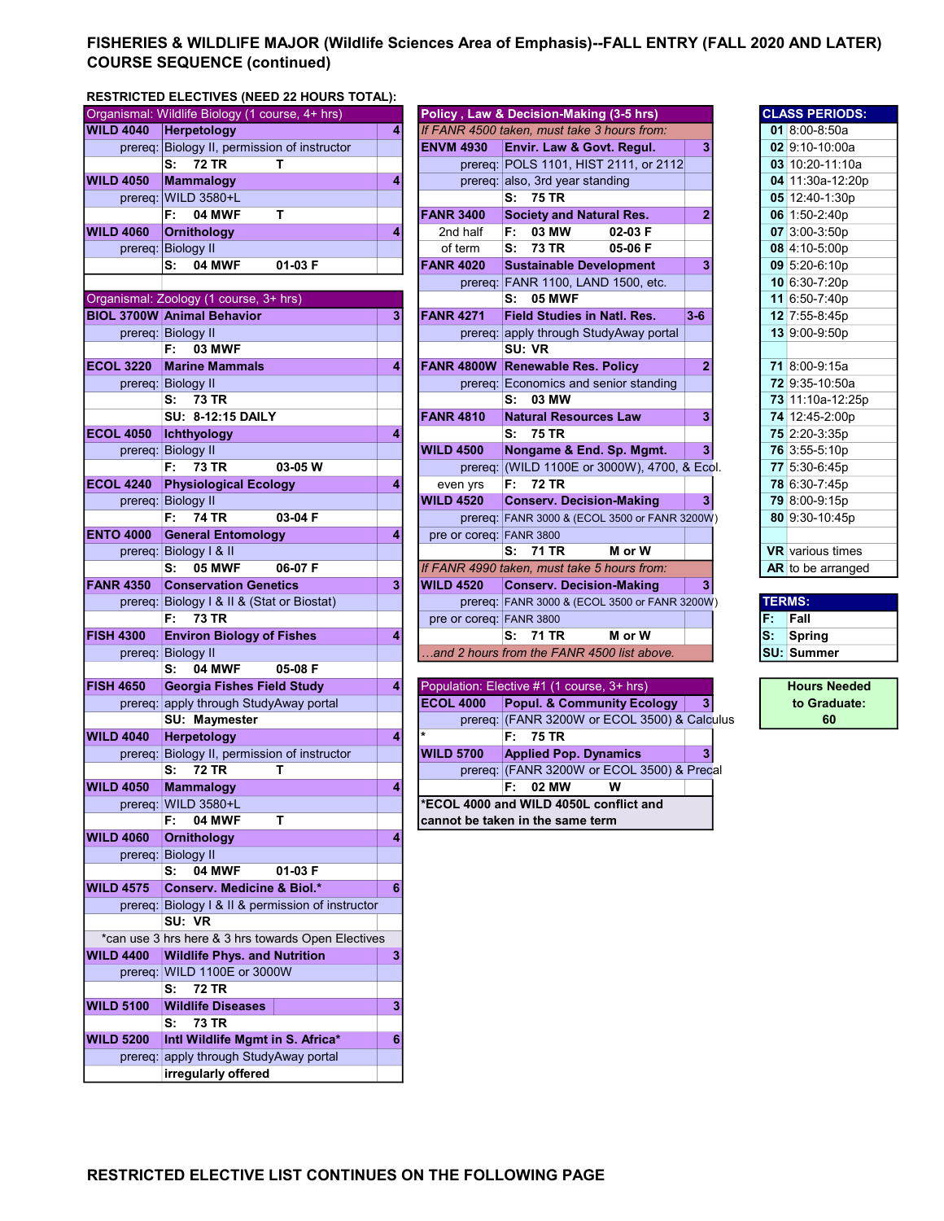# FISHERIES & WILDLIFE MAJOR (Wildlife Sciences Area of Emphasis)--FALL ENTRY (FALL 2020 AND LATER) COURSE SEQUENCE (continued)

## RESTRICTED ELECTIVES (NEED 22 HOURS TOTAL):

| Organismal: Wildlife Biology (1 course, 4+ hrs) | | |
|---|---|---|
| **WILD 4040** | **Herpetology** | **4** |
| prereq: | Biology II, permission of instructor | |
| | **S: 72 TR T** | |
| **WILD 4050** | **Mammalogy** | **4** |
| prereq: | WILD 3580+L | |
| | **F: 04 MWF T** | |
| **WILD 4060** | **Ornithology** | **4** |
| prereq: | Biology II | |
| | **S: 04 MWF 01-03 F** | |

| Organismal: Zoology (1 course, 3+ hrs) | | |
|---|---|---|
| **BIOL 3700W** | **Animal Behavior** | **3** |
| prereq: | Biology II | |
| | **F: 03 MWF** | |
| **ECOL 3220** | **Marine Mammals** | **4** |
| prereq: | Biology II | |
| | **S: 73 TR** | |
| | **SU: 8-12:15 DAILY** | |
| **ECOL 4050** | **Ichthyology** | **4** |
| prereq: | Biology II | |
| | **F: 73 TR 03-05 W** | |
| **ECOL 4240** | **Physiological Ecology** | **4** |
| prereq: | Biology II | |
| | **F: 74 TR 03-04 F** | |
| **ENTO 4000** | **General Entomology** | **4** |
| prereq: | Biology I & II | |
| | **S: 05 MWF 06-07 F** | |
| **FANR 4350** | **Conservation Genetics** | **3** |
| prereq: | Biology I & II & (Stat or Biostat) | |
| | **F: 73 TR** | |
| **FISH 4300** | **Environ Biology of Fishes** | **4** |
| prereq: | Biology II | |
| | **S: 04 MWF 05-08 F** | |
| **FISH 4650** | **Georgia Fishes Field Study** | **4** |
| prereq: | apply through StudyAway portal | |
| | **SU: Maymester** | |
| **WILD 4040** | **Herpetology** | **4** |
| prereq: | Biology II, permission of instructor | |
| | **S: 72 TR T** | |
| **WILD 4050** | **Mammalogy** | **4** |
| prereq: | WILD 3580+L | |
| | **F: 04 MWF T** | |
| **WILD 4060** | **Ornithology** | **4** |
| prereq: | Biology II | |
| | **S: 04 MWF 01-03 F** | |
| **WILD 4575** | **Conserv. Medicine & Biol.*** | **6** |
| prereq: | Biology I & II & permission of instructor | |
| | **SU: VR** | |
| | *can use 3 hrs here & 3 hrs towards Open Electives | |
| **WILD 4400** | **Wildlife Phys. and Nutrition** | **3** |
| prereq: | WILD 1100E or 3000W | |
| | **S: 72 TR** | |
| **WILD 5100** | **Wildlife Diseases** | **3** |
| | **S: 73 TR** | |
| **WILD 5200** | **Intl Wildlife Mgmt in S. Africa*** | **6** |
| prereq: | apply through StudyAway portal | |
| | **irregularly offered** | |

| Policy , Law & Decision-Making (3-5 hrs) | | |
|---|---|---|
| *If FANR 4500 taken, must take 3 hours from:* | | |
| **ENVM 4930** | **Envir. Law & Govt. Regul.** | **3** |
| prereq: | POLS 1101, HIST 2111, or 2112 | |
| prereq: | also, 3rd year standing | |
| | **S: 75 TR** | |
| **FANR 3400** | **Society and Natural Res.** | **2** |
| 2nd half | **F: 03 MW 02-03 F** | |
| of term | **S: 73 TR 05-06 F** | |
| **FANR 4020** | **Sustainable Development** | **3** |
| prereq: | FANR 1100, LAND 1500, etc. | |
| | **S: 05 MWF** | |
| **FANR 4271** | **Field Studies in Natl. Res.** | **3-6** |
| prereq: | apply through StudyAway portal | |
| | **SU: VR** | |
| **FANR 4800W** | **Renewable Res. Policy** | **2** |
| prereq: | Economics and senior standing | |
| | **S: 03 MW** | |
| **FANR 4810** | **Natural Resources Law** | **3** |
| | **S: 75 TR** | |
| **WILD 4500** | **Nongame & End. Sp. Mgmt.** | **3** |
| prereq: | (WILD 1100E or 3000W), 4700, & Ecol. | |
| even yrs | **F: 72 TR** | |
| **WILD 4520** | **Conserv. Decision-Making** | **3** |
| prereq: | FANR 3000 & (ECOL 3500 or FANR 3200W) | |
| pre or coreq: | FANR 3800 | |
| | **S: 71 TR M or W** | |
| *If FANR 4990 taken, must take 5 hours from:* | | |
| **WILD 4520** | **Conserv. Decision-Making** | **3** |
| prereq: | FANR 3000 & (ECOL 3500 or FANR 3200W) | |
| pre or coreq: | FANR 3800 | |
| | **S: 71 TR M or W** | |
| *...and 2 hours from the FANR 4500 list above.* | | |

| Population: Elective #1 (1 course, 3+ hrs) | | |
|---|---|---|
| **ECOL 4000** | **Popul. & Community Ecology** | **3** |
| prereq: | (FANR 3200W or ECOL 3500) & Calculus | |
| * | **F: 75 TR** | |
| **WILD 5700** | **Applied Pop. Dynamics** | **3** |
| prereq: | (FANR 3200W or ECOL 3500) & Precal | |
| | **F: 02 MW W** | |
| ***ECOL 4000 and WILD 4050L conflict and cannot be taken in the same term** | | |

| CLASS PERIODS: | |
|---|---|
| **01** | 8:00-8:50a |
| **02** | 9:10-10:00a |
| **03** | 10:20-11:10a |
| **04** | 11:30a-12:20p |
| **05** | 12:40-1:30p |
| **06** | 1:50-2:40p |
| **07** | 3:00-3:50p |
| **08** | 4:10-5:00p |
| **09** | 5:20-6:10p |
| **10** | 6:30-7:20p |
| **11** | 6:50-7:40p |
| **12** | 7:55-8:45p |
| **13** | 9:00-9:50p |
| **71** | 8:00-9:15a |
| **72** | 9:35-10:50a |
| **73** | 11:10a-12:25p |
| **74** | 12:45-2:00p |
| **75** | 2:20-3:35p |
| **76** | 3:55-5:10p |
| **77** | 5:30-6:45p |
| **78** | 6:30-7:45p |
| **79** | 8:00-9:15p |
| **80** | 9:30-10:45p |
| **VR** | various times |
| **AR** | to be arranged |

| TERMS: | |
|---|---|
| **F:** | **Fall** |
| **S:** | **Spring** |
| **SU:** | **Summer** |

| Hours Needed to Graduate: |
|---|
| **60** |

**RESTRICTED ELECTIVE LIST CONTINUES ON THE FOLLOWING PAGE**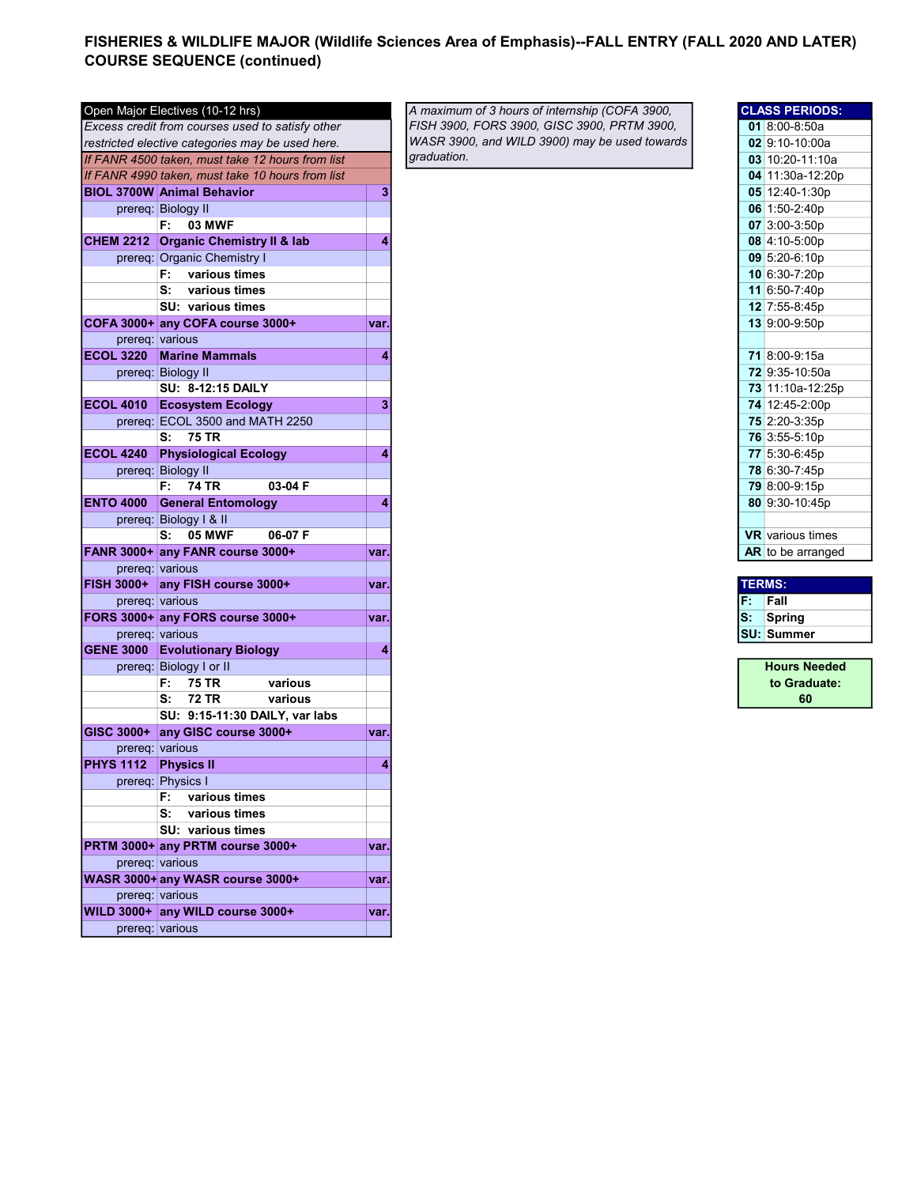**FISHERIES & WILDLIFE MAJOR (Wildlife Sciences Area of Emphasis)--FALL ENTRY (FALL 2020 AND LATER) COURSE SEQUENCE (continued)**

| Open Major Electives (10-12 hrs) | | |
|---|---|---|
| *Excess credit from courses used to satisfy other restricted elective categories may be used here.* | | |
| *If FANR 4500 taken, must take 12 hours from list* | | |
| *If FANR 4990 taken, must take 10 hours from list* | | |
| **BIOL 3700W** | **Animal Behavior** | **3** |
| prereq: | Biology II | |
| | **F: 03 MWF** | |
| **CHEM 2212** | **Organic Chemistry II & lab** | **4** |
| prereq: | Organic Chemistry I | |
| | **F: various times** | |
| | **S: various times** | |
| | **SU: various times** | |
| **COFA 3000+** | **any COFA course 3000+** | **var.** |
| prereq: | various | |
| **ECOL 3220** | **Marine Mammals** | **4** |
| prereq: | Biology II | |
| | **SU: 8-12:15 DAILY** | |
| **ECOL 4010** | **Ecosystem Ecology** | **3** |
| prereq: | ECOL 3500 and MATH 2250 | |
| | **S: 75 TR** | |
| **ECOL 4240** | **Physiological Ecology** | **4** |
| prereq: | Biology II | |
| | **F: 74 TR 03-04 F** | |
| **ENTO 4000** | **General Entomology** | **4** |
| prereq: | Biology I & II | |
| | **S: 05 MWF 06-07 F** | |
| **FANR 3000+** | **any FANR course 3000+** | **var.** |
| prereq: | various | |
| **FISH 3000+** | **any FISH course 3000+** | **var.** |
| prereq: | various | |
| **FORS 3000+** | **any FORS course 3000+** | **var.** |
| prereq: | various | |
| **GENE 3000** | **Evolutionary Biology** | **4** |
| prereq: | Biology I or II | |
| | **F: 75 TR various** | |
| | **S: 72 TR various** | |
| | **SU: 9:15-11:30 DAILY, var labs** | |
| **GISC 3000+** | **any GISC course 3000+** | **var.** |
| prereq: | various | |
| **PHYS 1112** | **Physics II** | **4** |
| prereq: | Physics I | |
| | **F: various times** | |
| | **S: various times** | |
| | **SU: various times** | |
| **PRTM 3000+** | **any PRTM course 3000+** | **var.** |
| prereq: | various | |
| **WASR 3000+** | **any WASR course 3000+** | **var.** |
| prereq: | various | |
| **WILD 3000+** | **any WILD course 3000+** | **var.** |
| prereq: | various | |

*A maximum of 3 hours of internship (COFA 3900, FISH 3900, FORS 3900, GISC 3900, PRTM 3900, WASR 3900, and WILD 3900) may be used towards graduation.*

| CLASS PERIODS: | |
|---|---|
| **01** | 8:00-8:50a |
| **02** | 9:10-10:00a |
| **03** | 10:20-11:10a |
| **04** | 11:30a-12:20p |
| **05** | 12:40-1:30p |
| **06** | 1:50-2:40p |
| **07** | 3:00-3:50p |
| **08** | 4:10-5:00p |
| **09** | 5:20-6:10p |
| **10** | 6:30-7:20p |
| **11** | 6:50-7:40p |
| **12** | 7:55-8:45p |
| **13** | 9:00-9:50p |
| | |
| **71** | 8:00-9:15a |
| **72** | 9:35-10:50a |
| **73** | 11:10a-12:25p |
| **74** | 12:45-2:00p |
| **75** | 2:20-3:35p |
| **76** | 3:55-5:10p |
| **77** | 5:30-6:45p |
| **78** | 6:30-7:45p |
| **79** | 8:00-9:15p |
| **80** | 9:30-10:45p |
| | |
| **VR** | various times |
| **AR** | to be arranged |

| TERMS: | |
|---|---|
| **F:** | **Fall** |
| **S:** | **Spring** |
| **SU:** | **Summer** |

**Hours Needed to Graduate: 60**